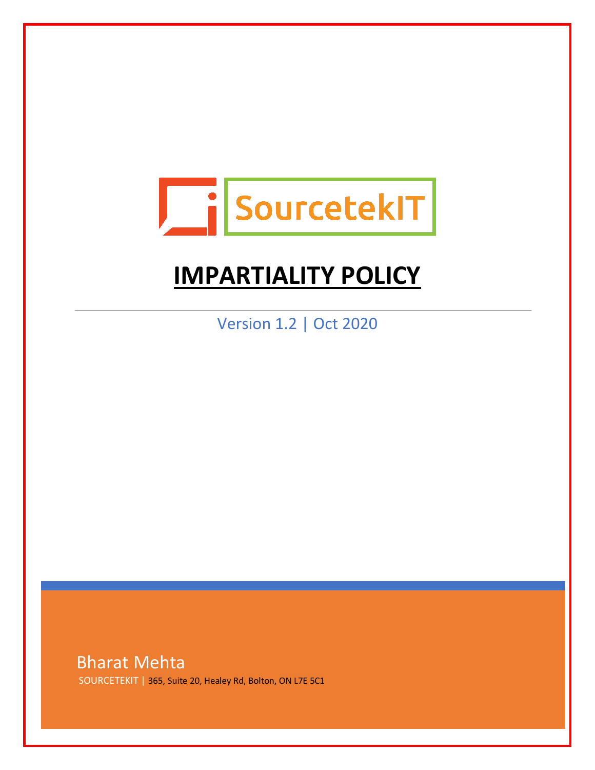SourcetekIT

# IMPARTIALITY POLICY

Version 1.2 | Oct 2020

Bharat Mehta

SOURCETEKIT | 365, Suite 20, Healey Rd, Bolton, ON L7E 5C1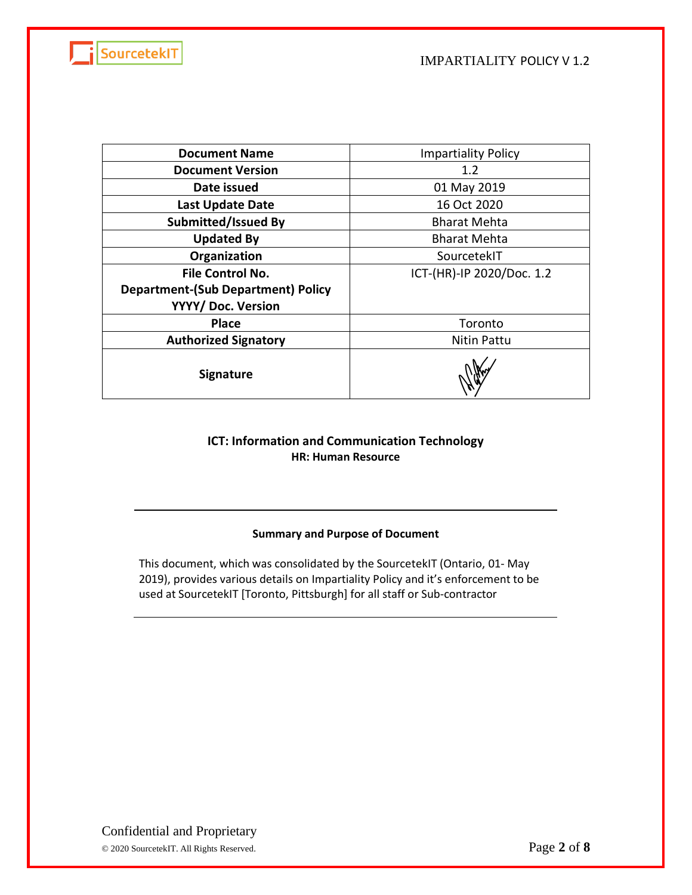| Document Name | Impartiality Policy |
| --- | --- |
| Document Version | 1.2 |
| Date issued | 01 May 2019 |
| Last Update Date | 16 Oct 2020 |
| Submitted/Issued By | Bharat Mehta |
| Updated By | Bharat Mehta |
| Organization | SourcetekIT |
| File Control No. Department-(Sub Department) Policy YYYY/ Doc. Version | ICT-(HR)-IP 2020/Doc. 1.2 |
| Place | Toronto |
| Authorized Signatory | Nitin Pattu |
| Signature | |

**ICT: Information and Communication Technology**
**HR: Human Resource**

---

**Summary and Purpose of Document**

This document, which was consolidated by the SourcetekIT (Ontario, 01- May 2019), provides various details on Impartiality Policy and it's enforcement to be used at SourcetekIT [Toronto, Pittsburgh] for all staff or Sub-contractor

---

Confidential and Proprietary

© 2020 SourcetekIT. All Rights Reserved.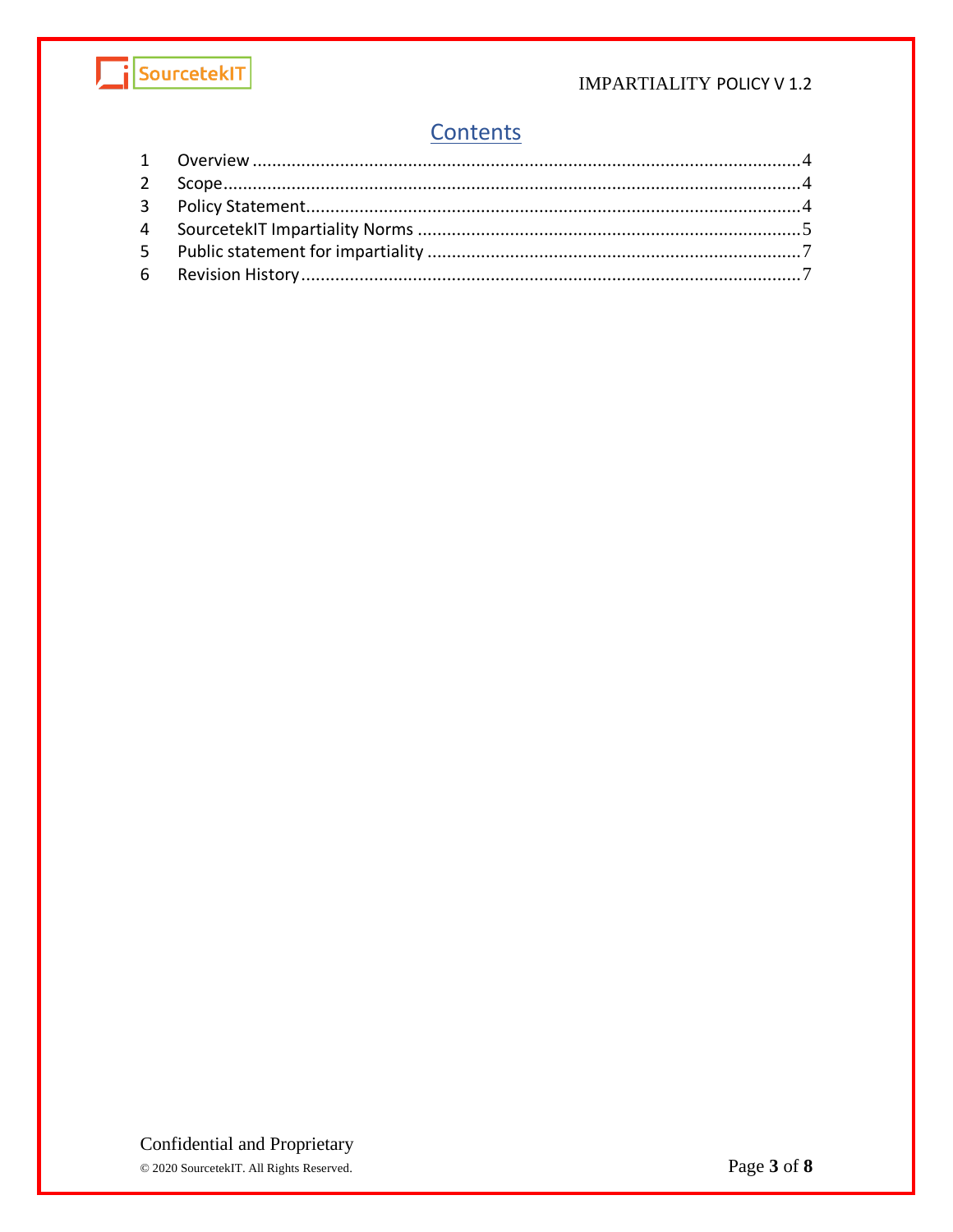# Contents

1 Overview ........................................................................................................ 4
2 Scope ............................................................................................................. 4
3 Policy Statement ............................................................................................ 4
4 SourcetekIT Impartiality Norms ..................................................................... 5
5 Public statement for impartiality .................................................................... 7
6 Revision History ............................................................................................. 7

Confidential and Proprietary

© 2020 SourcetekIT. All Rights Reserved.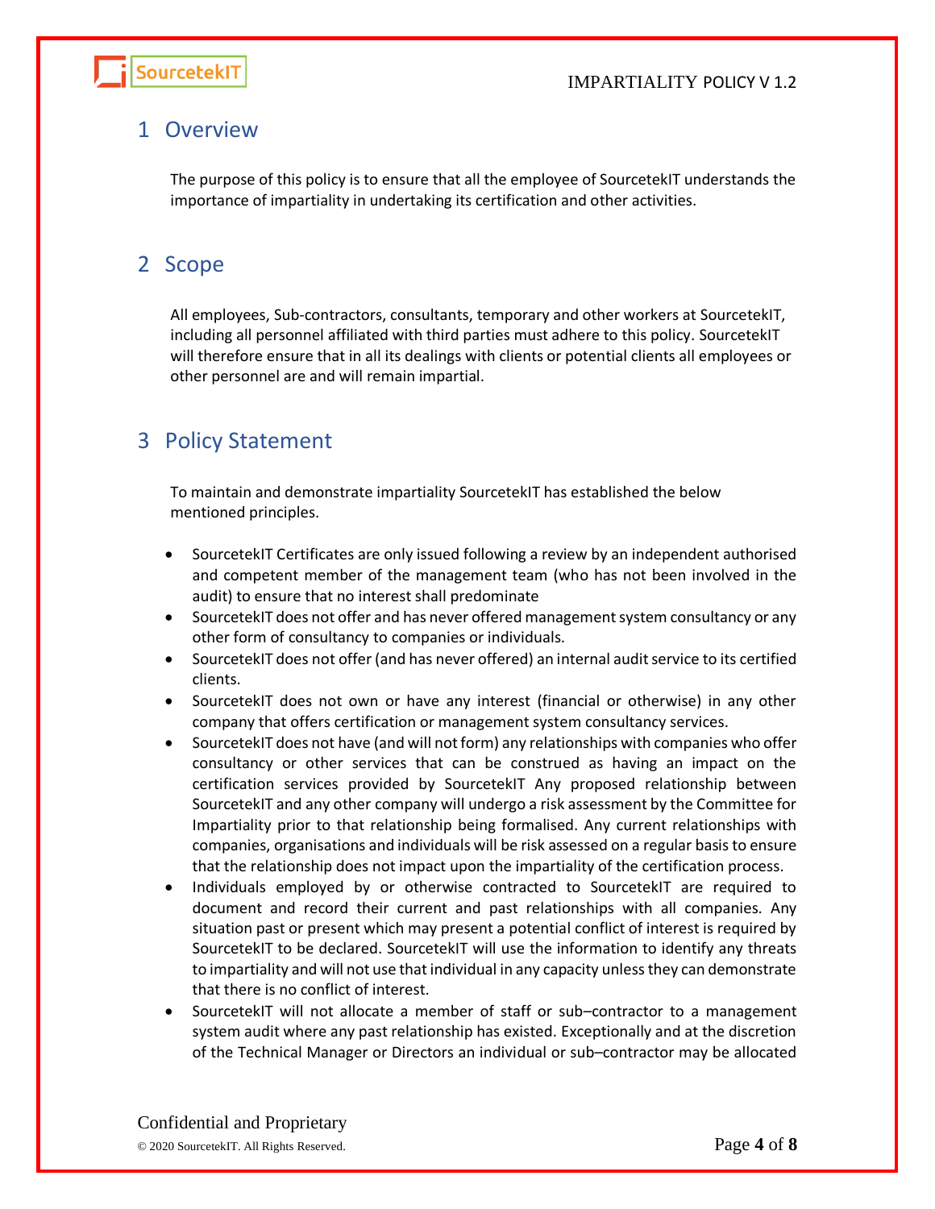## 1 Overview

The purpose of this policy is to ensure that all the employee of SourcetekIT understands the importance of impartiality in undertaking its certification and other activities.

## 2 Scope

All employees, Sub-contractors, consultants, temporary and other workers at SourcetekIT, including all personnel affiliated with third parties must adhere to this policy. SourcetekIT will therefore ensure that in all its dealings with clients or potential clients all employees or other personnel are and will remain impartial.

## 3 Policy Statement

To maintain and demonstrate impartiality SourcetekIT has established the below mentioned principles.

- SourcetekIT Certificates are only issued following a review by an independent authorised and competent member of the management team (who has not been involved in the audit) to ensure that no interest shall predominate
- SourcetekIT does not offer and has never offered management system consultancy or any other form of consultancy to companies or individuals.
- SourcetekIT does not offer (and has never offered) an internal audit service to its certified clients.
- SourcetekIT does not own or have any interest (financial or otherwise) in any other company that offers certification or management system consultancy services.
- SourcetekIT does not have (and will not form) any relationships with companies who offer consultancy or other services that can be construed as having an impact on the certification services provided by SourcetekIT Any proposed relationship between SourcetekIT and any other company will undergo a risk assessment by the Committee for Impartiality prior to that relationship being formalised. Any current relationships with companies, organisations and individuals will be risk assessed on a regular basis to ensure that the relationship does not impact upon the impartiality of the certification process.
- Individuals employed by or otherwise contracted to SourcetekIT are required to document and record their current and past relationships with all companies. Any situation past or present which may present a potential conflict of interest is required by SourcetekIT to be declared. SourcetekIT will use the information to identify any threats to impartiality and will not use that individual in any capacity unless they can demonstrate that there is no conflict of interest.
- SourcetekIT will not allocate a member of staff or sub–contractor to a management system audit where any past relationship has existed. Exceptionally and at the discretion of the Technical Manager or Directors an individual or sub–contractor may be allocated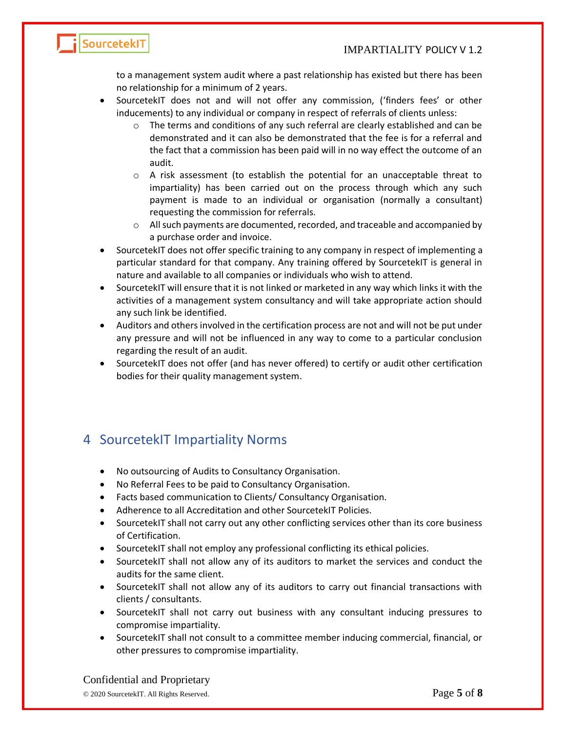to a management system audit where a past relationship has existed but there has been no relationship for a minimum of 2 years.

- SourcetekIT does not and will not offer any commission, ('finders fees' or other inducements) to any individual or company in respect of referrals of clients unless:
  - The terms and conditions of any such referral are clearly established and can be demonstrated and it can also be demonstrated that the fee is for a referral and the fact that a commission has been paid will in no way effect the outcome of an audit.
  - A risk assessment (to establish the potential for an unacceptable threat to impartiality) has been carried out on the process through which any such payment is made to an individual or organisation (normally a consultant) requesting the commission for referrals.
  - All such payments are documented, recorded, and traceable and accompanied by a purchase order and invoice.
- SourcetekIT does not offer specific training to any company in respect of implementing a particular standard for that company. Any training offered by SourcetekIT is general in nature and available to all companies or individuals who wish to attend.
- SourcetekIT will ensure that it is not linked or marketed in any way which links it with the activities of a management system consultancy and will take appropriate action should any such link be identified.
- Auditors and others involved in the certification process are not and will not be put under any pressure and will not be influenced in any way to come to a particular conclusion regarding the result of an audit.
- SourcetekIT does not offer (and has never offered) to certify or audit other certification bodies for their quality management system.

# 4 SourcetekIT Impartiality Norms

- No outsourcing of Audits to Consultancy Organisation.
- No Referral Fees to be paid to Consultancy Organisation.
- Facts based communication to Clients/ Consultancy Organisation.
- Adherence to all Accreditation and other SourcetekIT Policies.
- SourcetekIT shall not carry out any other conflicting services other than its core business of Certification.
- SourcetekIT shall not employ any professional conflicting its ethical policies.
- SourcetekIT shall not allow any of its auditors to market the services and conduct the audits for the same client.
- SourcetekIT shall not allow any of its auditors to carry out financial transactions with clients / consultants.
- SourcetekIT shall not carry out business with any consultant inducing pressures to compromise impartiality.
- SourcetekIT shall not consult to a committee member inducing commercial, financial, or other pressures to compromise impartiality.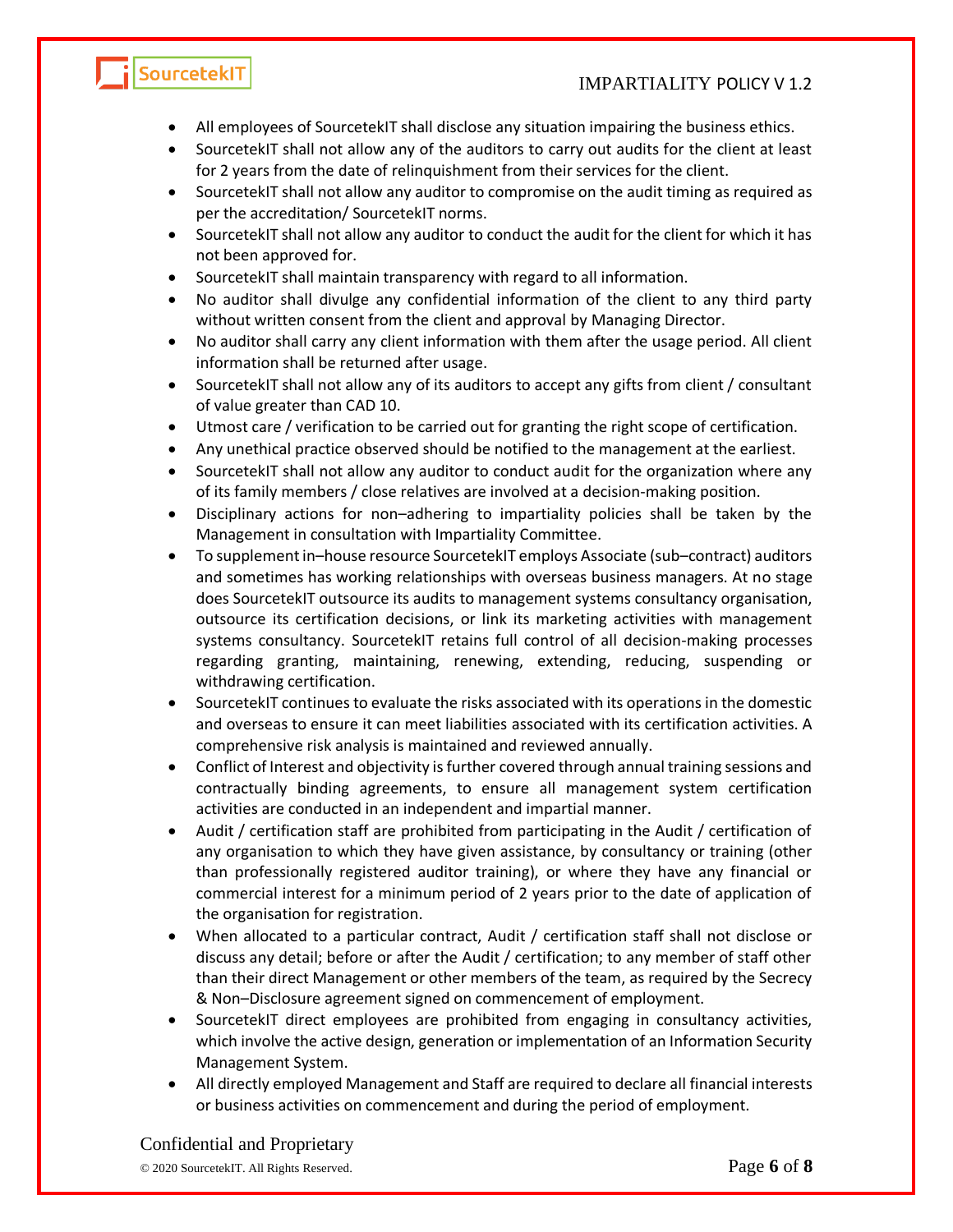- All employees of SourcetekIT shall disclose any situation impairing the business ethics.
- SourcetekIT shall not allow any of the auditors to carry out audits for the client at least for 2 years from the date of relinquishment from their services for the client.
- SourcetekIT shall not allow any auditor to compromise on the audit timing as required as per the accreditation/ SourcetekIT norms.
- SourcetekIT shall not allow any auditor to conduct the audit for the client for which it has not been approved for.
- SourcetekIT shall maintain transparency with regard to all information.
- No auditor shall divulge any confidential information of the client to any third party without written consent from the client and approval by Managing Director.
- No auditor shall carry any client information with them after the usage period. All client information shall be returned after usage.
- SourcetekIT shall not allow any of its auditors to accept any gifts from client / consultant of value greater than CAD 10.
- Utmost care / verification to be carried out for granting the right scope of certification.
- Any unethical practice observed should be notified to the management at the earliest.
- SourcetekIT shall not allow any auditor to conduct audit for the organization where any of its family members / close relatives are involved at a decision-making position.
- Disciplinary actions for non–adhering to impartiality policies shall be taken by the Management in consultation with Impartiality Committee.
- To supplement in–house resource SourcetekIT employs Associate (sub–contract) auditors and sometimes has working relationships with overseas business managers. At no stage does SourcetekIT outsource its audits to management systems consultancy organisation, outsource its certification decisions, or link its marketing activities with management systems consultancy. SourcetekIT retains full control of all decision-making processes regarding granting, maintaining, renewing, extending, reducing, suspending or withdrawing certification.
- SourcetekIT continues to evaluate the risks associated with its operations in the domestic and overseas to ensure it can meet liabilities associated with its certification activities. A comprehensive risk analysis is maintained and reviewed annually.
- Conflict of Interest and objectivity is further covered through annual training sessions and contractually binding agreements, to ensure all management system certification activities are conducted in an independent and impartial manner.
- Audit / certification staff are prohibited from participating in the Audit / certification of any organisation to which they have given assistance, by consultancy or training (other than professionally registered auditor training), or where they have any financial or commercial interest for a minimum period of 2 years prior to the date of application of the organisation for registration.
- When allocated to a particular contract, Audit / certification staff shall not disclose or discuss any detail; before or after the Audit / certification; to any member of staff other than their direct Management or other members of the team, as required by the Secrecy & Non–Disclosure agreement signed on commencement of employment.
- SourcetekIT direct employees are prohibited from engaging in consultancy activities, which involve the active design, generation or implementation of an Information Security Management System.
- All directly employed Management and Staff are required to declare all financial interests or business activities on commencement and during the period of employment.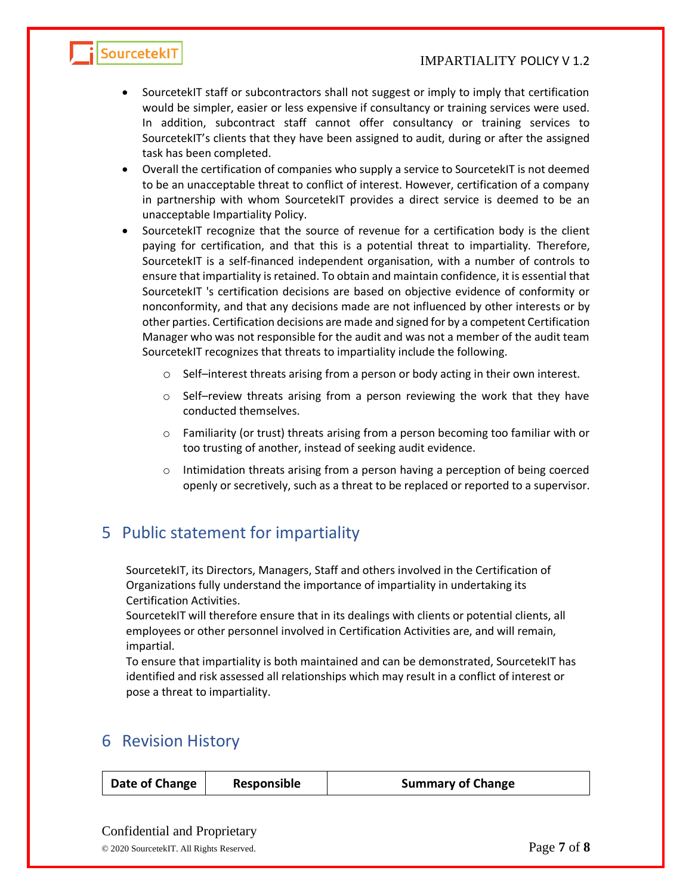- SourcetekIT staff or subcontractors shall not suggest or imply to imply that certification would be simpler, easier or less expensive if consultancy or training services were used. In addition, subcontract staff cannot offer consultancy or training services to SourcetekIT's clients that they have been assigned to audit, during or after the assigned task has been completed.
- Overall the certification of companies who supply a service to SourcetekIT is not deemed to be an unacceptable threat to conflict of interest. However, certification of a company in partnership with whom SourcetekIT provides a direct service is deemed to be an unacceptable Impartiality Policy.
- SourcetekIT recognize that the source of revenue for a certification body is the client paying for certification, and that this is a potential threat to impartiality. Therefore, SourcetekIT is a self-financed independent organisation, with a number of controls to ensure that impartiality is retained. To obtain and maintain confidence, it is essential that SourcetekIT 's certification decisions are based on objective evidence of conformity or nonconformity, and that any decisions made are not influenced by other interests or by other parties. Certification decisions are made and signed for by a competent Certification Manager who was not responsible for the audit and was not a member of the audit team SourcetekIT recognizes that threats to impartiality include the following.
    - Self–interest threats arising from a person or body acting in their own interest.
    - Self–review threats arising from a person reviewing the work that they have conducted themselves.
    - Familiarity (or trust) threats arising from a person becoming too familiar with or too trusting of another, instead of seeking audit evidence.
    - Intimidation threats arising from a person having a perception of being coerced openly or secretively, such as a threat to be replaced or reported to a supervisor.

# 5 Public statement for impartiality

SourcetekIT, its Directors, Managers, Staff and others involved in the Certification of Organizations fully understand the importance of impartiality in undertaking its Certification Activities.
SourcetekIT will therefore ensure that in its dealings with clients or potential clients, all employees or other personnel involved in Certification Activities are, and will remain, impartial.
To ensure that impartiality is both maintained and can be demonstrated, SourcetekIT has identified and risk assessed all relationships which may result in a conflict of interest or pose a threat to impartiality.

# 6 Revision History

| Date of Change | Responsible | Summary of Change |
| --- | --- | --- |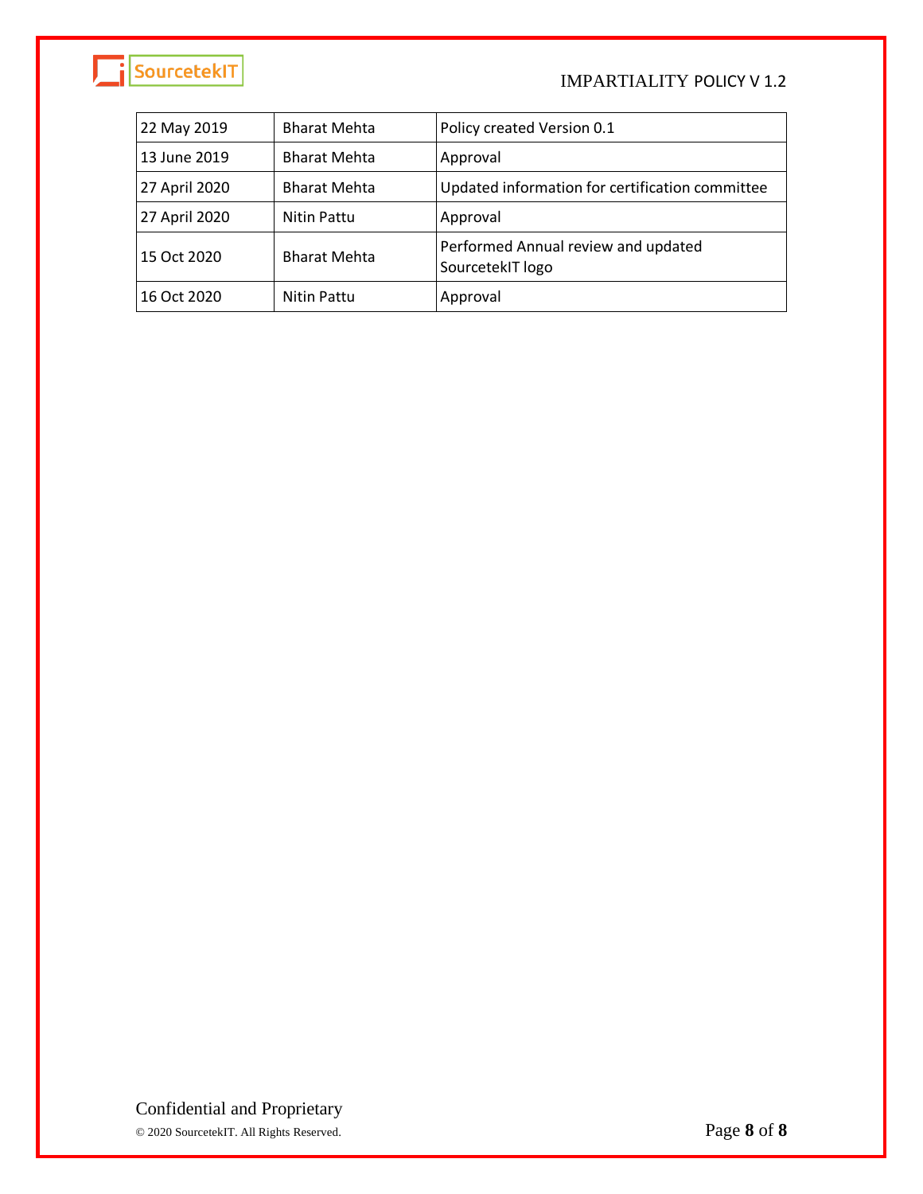| | | |
|---|---|---|
| 22 May 2019 | Bharat Mehta | Policy created Version 0.1 |
| 13 June 2019 | Bharat Mehta | Approval |
| 27 April 2020 | Bharat Mehta | Updated information for certification committee |
| 27 April 2020 | Nitin Pattu | Approval |
| 15 Oct 2020 | Bharat Mehta | Performed Annual review and updated SourcetekIT logo |
| 16 Oct 2020 | Nitin Pattu | Approval |